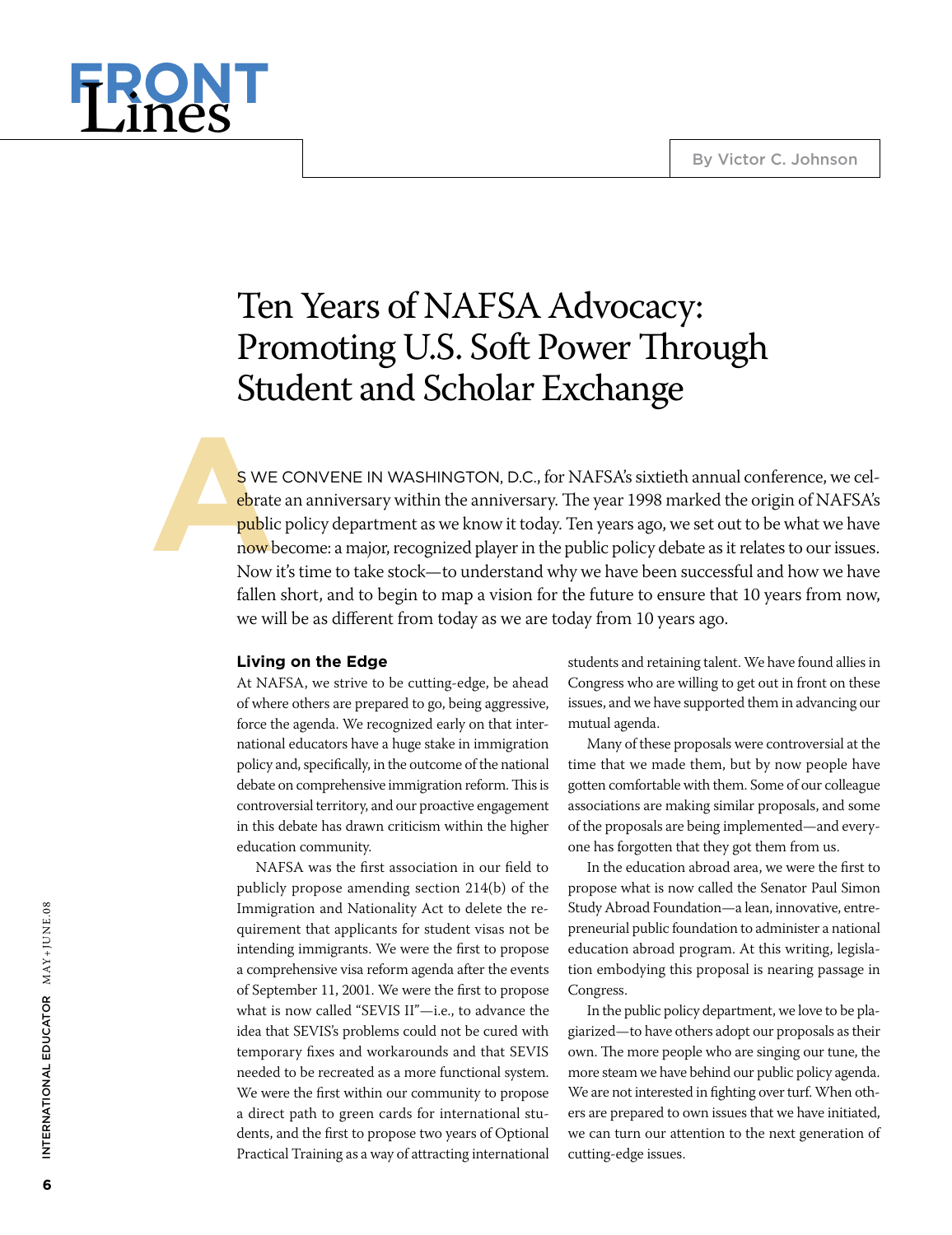# FRONT Lines

By Victor C. Johnson

## Ten Years of NAFSA Advocacy: Promoting U.S. Soft Power Through Student and Scholar Exchange

As we convene in Washington, D.C., for NAFSA's sixtieth annual conference, we celebrate an anniversary within the anniversary. The year 1998 marked the origin of NAFSA's public policy department as we know it today. Ten years ago, we set out to be what we have now become: a major, recognized player in the public policy debate as it relates to our issues. Now it's time to take stock—to understand why we have been successful and how we have fallen short, and to begin to map a vision for the future to ensure that 10 years from now, we will be as different from today as we are today from 10 years ago.

### Living on the Edge

At NAFSA, we strive to be cutting-edge, be ahead of where others are prepared to go, being aggressive, force the agenda. We recognized early on that international educators have a huge stake in immigration policy and, specifically, in the outcome of the national debate on comprehensive immigration reform. This is controversial territory, and our proactive engagement in this debate has drawn criticism within the higher education community.

NAFSA was the first association in our field to publicly propose amending section 214(b) of the Immigration and Nationality Act to delete the requirement that applicants for student visas not be intending immigrants. We were the first to propose a comprehensive visa reform agenda after the events of September 11, 2001. We were the first to propose what is now called "SEVIS II"—i.e., to advance the idea that SEVIS's problems could not be cured with temporary fixes and workarounds and that SEVIS needed to be recreated as a more functional system. We were the first within our community to propose a direct path to green cards for international students, and the first to propose two years of Optional Practical Training as a way of attracting international students and retaining talent. We have found allies in Congress who are willing to get out in front on these issues, and we have supported them in advancing our mutual agenda.

Many of these proposals were controversial at the time that we made them, but by now people have gotten comfortable with them. Some of our colleague associations are making similar proposals, and some of the proposals are being implemented—and everyone has forgotten that they got them from us.

In the education abroad area, we were the first to propose what is now called the Senator Paul Simon Study Abroad Foundation—a lean, innovative, entrepreneurial public foundation to administer a national education abroad program. At this writing, legislation embodying this proposal is nearing passage in Congress.

In the public policy department, we love to be plagiarized—to have others adopt our proposals as their own. The more people who are singing our tune, the more steam we have behind our public policy agenda. We are not interested in fighting over turf. When others are prepared to own issues that we have initiated, we can turn our attention to the next generation of cutting-edge issues.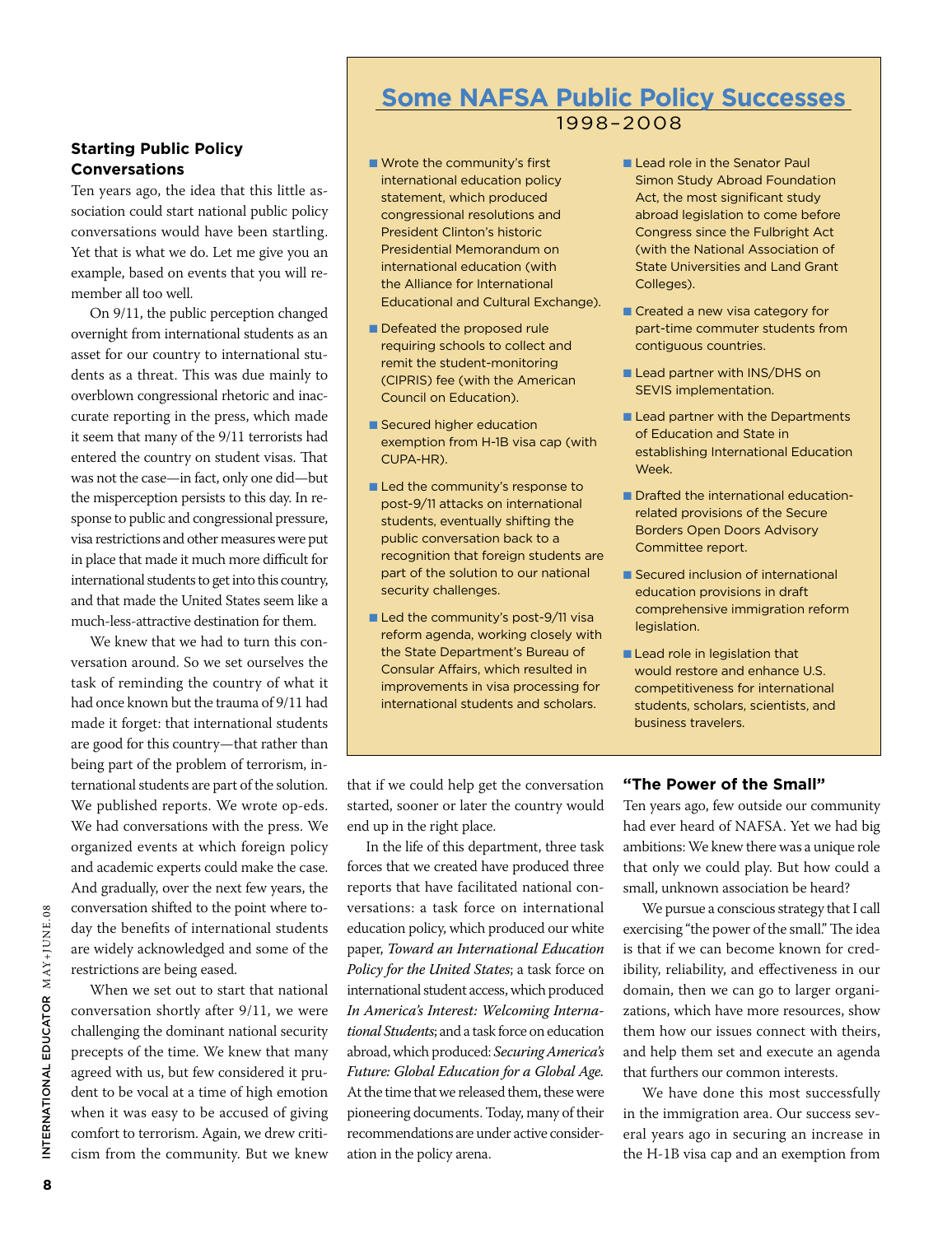## Starting Public Policy Conversations

Ten years ago, the idea that this little association could start national public policy conversations would have been startling. Yet that is what we do. Let me give you an example, based on events that you will remember all too well.

On 9/11, the public perception changed overnight from international students as an asset for our country to international students as a threat. This was due mainly to overblown congressional rhetoric and inaccurate reporting in the press, which made it seem that many of the 9/11 terrorists had entered the country on student visas. That was not the case—in fact, only one did—but the misperception persists to this day. In response to public and congressional pressure, visa restrictions and other measures were put in place that made it much more difficult for international students to get into this country, and that made the United States seem like a much-less-attractive destination for them.

We knew that we had to turn this conversation around. So we set ourselves the task of reminding the country of what it had once known but the trauma of 9/11 had made it forget: that international students are good for this country—that rather than being part of the problem of terrorism, international students are part of the solution. We published reports. We wrote op-eds. We had conversations with the press. We organized events at which foreign policy and academic experts could make the case. And gradually, over the next few years, the conversation shifted to the point where today the benefits of international students are widely acknowledged and some of the restrictions are being eased.

When we set out to start that national conversation shortly after 9/11, we were challenging the dominant national security precepts of the time. We knew that many agreed with us, but few considered it prudent to be vocal at a time of high emotion when it was easy to be accused of giving comfort to terrorism. Again, we drew criticism from the community. But we knew that if we could help get the conversation started, sooner or later the country would end up in the right place.

In the life of this department, three task forces that we created have produced three reports that have facilitated national conversations: a task force on international education policy, which produced our white paper, *Toward an International Education Policy for the United States*; a task force on international student access, which produced *In America's Interest: Welcoming International Students*; and a task force on education abroad, which produced: *Securing America's Future: Global Education for a Global Age.* At the time that we released them, these were pioneering documents. Today, many of their recommendations are under active consideration in the policy arena.

## Some NAFSA Public Policy Successes
### 1998–2008

- Wrote the community's first international education policy statement, which produced congressional resolutions and President Clinton's historic Presidential Memorandum on international education (with the Alliance for International Educational and Cultural Exchange).
- Defeated the proposed rule requiring schools to collect and remit the student-monitoring (CIPRIS) fee (with the American Council on Education).
- Secured higher education exemption from H-1B visa cap (with CUPA-HR).
- Led the community's response to post-9/11 attacks on international students, eventually shifting the public conversation back to a recognition that foreign students are part of the solution to our national security challenges.
- Led the community's post-9/11 visa reform agenda, working closely with the State Department's Bureau of Consular Affairs, which resulted in improvements in visa processing for international students and scholars.
- Lead role in the Senator Paul Simon Study Abroad Foundation Act, the most significant study abroad legislation to come before Congress since the Fulbright Act (with the National Association of State Universities and Land Grant Colleges).
- Created a new visa category for part-time commuter students from contiguous countries.
- Lead partner with INS/DHS on SEVIS implementation.
- Lead partner with the Departments of Education and State in establishing International Education Week.
- Drafted the international education-related provisions of the Secure Borders Open Doors Advisory Committee report.
- Secured inclusion of international education provisions in draft comprehensive immigration reform legislation.
- Lead role in legislation that would restore and enhance U.S. competitiveness for international students, scholars, scientists, and business travelers.

## "The Power of the Small"

Ten years ago, few outside our community had ever heard of NAFSA. Yet we had big ambitions: We knew there was a unique role that only we could play. But how could a small, unknown association be heard?

We pursue a conscious strategy that I call exercising "the power of the small." The idea is that if we can become known for credibility, reliability, and effectiveness in our domain, then we can go to larger organizations, which have more resources, show them how our issues connect with theirs, and help them set and execute an agenda that furthers our common interests.

We have done this most successfully in the immigration area. Our success several years ago in securing an increase in the H-1B visa cap and an exemption from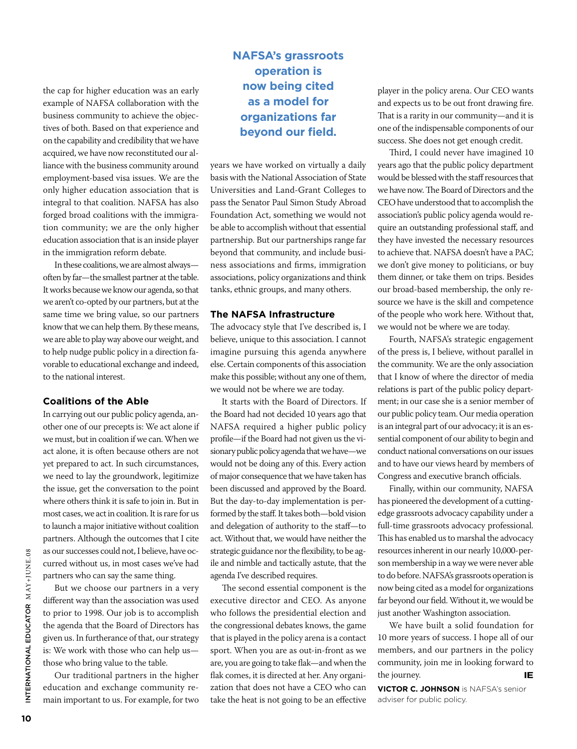the cap for higher education was an early example of NAFSA collaboration with the business community to achieve the objectives of both. Based on that experience and on the capability and credibility that we have acquired, we have now reconstituted our alliance with the business community around employment-based visa issues. We are the only higher education association that is integral to that coalition. NAFSA has also forged broad coalitions with the immigration community; we are the only higher education association that is an inside player in the immigration reform debate.

In these coalitions, we are almost always—often by far—the smallest partner at the table. It works because we know our agenda, so that we aren't co-opted by our partners, but at the same time we bring value, so our partners know that we can help them. By these means, we are able to play way above our weight, and to help nudge public policy in a direction favorable to educational exchange and indeed, to the national interest.

## Coalitions of the Able

In carrying out our public policy agenda, another one of our precepts is: We act alone if we must, but in coalition if we can. When we act alone, it is often because others are not yet prepared to act. In such circumstances, we need to lay the groundwork, legitimize the issue, get the conversation to the point where others think it is safe to join in. But in most cases, we act in coalition. It is rare for us to launch a major initiative without coalition partners. Although the outcomes that I cite as our successes could not, I believe, have occurred without us, in most cases we've had partners who can say the same thing.

But we choose our partners in a very different way than the association was used to prior to 1998. Our job is to accomplish the agenda that the Board of Directors has given us. In furtherance of that, our strategy is: We work with those who can help us—those who bring value to the table.

Our traditional partners in the higher education and exchange community remain important to us. For example, for two years we have worked on virtually a daily basis with the National Association of State Universities and Land-Grant Colleges to pass the Senator Paul Simon Study Abroad Foundation Act, something we would not be able to accomplish without that essential partnership. But our partnerships range far beyond that community, and include business associations and firms, immigration associations, policy organizations and think tanks, ethnic groups, and many others.

**NAFSA's grassroots operation is now being cited as a model for organizations far beyond our field.**

## The NAFSA Infrastructure

The advocacy style that I've described is, I believe, unique to this association. I cannot imagine pursuing this agenda anywhere else. Certain components of this association make this possible; without any one of them, we would not be where we are today.

It starts with the Board of Directors. If the Board had not decided 10 years ago that NAFSA required a higher public policy profile—if the Board had not given us the visionary public policy agenda that we have—we would not be doing any of this. Every action of major consequence that we have taken has been discussed and approved by the Board. But the day-to-day implementation is performed by the staff. It takes both—bold vision and delegation of authority to the staff—to act. Without that, we would have neither the strategic guidance nor the flexibility, to be agile and nimble and tactically astute, that the agenda I've described requires.

The second essential component is the executive director and CEO. As anyone who follows the presidential election and the congressional debates knows, the game that is played in the policy arena is a contact sport. When you are as out-in-front as we are, you are going to take flak—and when the flak comes, it is directed at her. Any organization that does not have a CEO who can take the heat is not going to be an effective player in the policy arena. Our CEO wants and expects us to be out front drawing fire. That is a rarity in our community—and it is one of the indispensable components of our success. She does not get enough credit.

Third, I could never have imagined 10 years ago that the public policy department would be blessed with the staff resources that we have now. The Board of Directors and the CEO have understood that to accomplish the association's public policy agenda would require an outstanding professional staff, and they have invested the necessary resources to achieve that. NAFSA doesn't have a PAC; we don't give money to politicians, or buy them dinner, or take them on trips. Besides our broad-based membership, the only resource we have is the skill and competence of the people who work here. Without that, we would not be where we are today.

Fourth, NAFSA's strategic engagement of the press is, I believe, without parallel in the community. We are the only association that I know of where the director of media relations is part of the public policy department; in our case she is a senior member of our public policy team. Our media operation is an integral part of our advocacy; it is an essential component of our ability to begin and conduct national conversations on our issues and to have our views heard by members of Congress and executive branch officials.

Finally, within our community, NAFSA has pioneered the development of a cutting-edge grassroots advocacy capability under a full-time grassroots advocacy professional. This has enabled us to marshal the advocacy resources inherent in our nearly 10,000-person membership in a way we were never able to do before. NAFSA's grassroots operation is now being cited as a model for organizations far beyond our field. Without it, we would be just another Washington association.

We have built a solid foundation for 10 more years of success. I hope all of our members, and our partners in the policy community, join me in looking forward to the journey. **IE**

**VICTOR C. JOHNSON** is NAFSA's senior adviser for public policy.